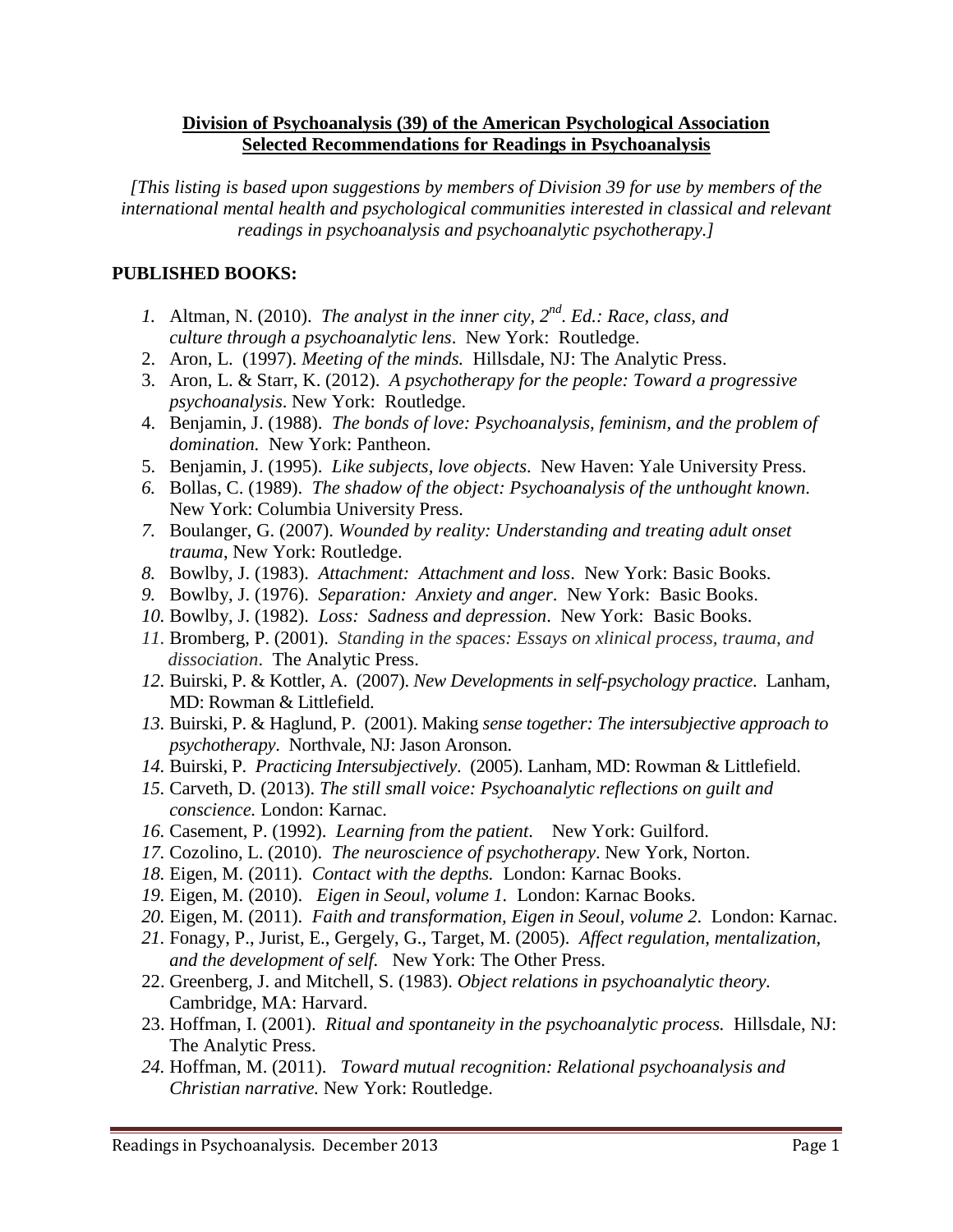**Division of Psychoanalysis (39) of the American Psychological Association**
**Selected Recommendations for Readings in Psychoanalysis**

*[This listing is based upon suggestions by members of Division 39 for use by members of the international mental health and psychological communities interested in classical and relevant readings in psychoanalysis and psychoanalytic psychotherapy.]*

## PUBLISHED BOOKS:

1. Altman, N. (2010). *The analyst in the inner city, 2nd. Ed.: Race, class, and culture through a psychoanalytic lens*. New York: Routledge.
2. Aron, L. (1997). *Meeting of the minds.* Hillsdale, NJ: The Analytic Press.
3. Aron, L. & Starr, K. (2012). *A psychotherapy for the people: Toward a progressive psychoanalysis*. New York: Routledge.
4. Benjamin, J. (1988). *The bonds of love: Psychoanalysis, feminism, and the problem of domination.* New York: Pantheon.
5. Benjamin, J. (1995). *Like subjects, love objects*. New Haven: Yale University Press.
6. Bollas, C. (1989). *The shadow of the object: Psychoanalysis of the unthought known*. New York: Columbia University Press.
7. Boulanger, G. (2007). *Wounded by reality: Understanding and treating adult onset trauma*, New York: Routledge.
8. Bowlby, J. (1983). *Attachment: Attachment and loss*. New York: Basic Books.
9. Bowlby, J. (1976). *Separation: Anxiety and anger*. New York: Basic Books.
10. Bowlby, J. (1982). *Loss: Sadness and depression*. New York: Basic Books.
11. Bromberg, P. (2001). *Standing in the spaces: Essays on xlinical process, trauma, and dissociation*. The Analytic Press.
12. Buirski, P. & Kottler, A. (2007). *New Developments in self-psychology practice*. Lanham, MD: Rowman & Littlefield.
13. Buirski, P. & Haglund, P. (2001). Making *sense together: The intersubjective approach to psychotherapy*. Northvale, NJ: Jason Aronson.
14. Buirski, P. *Practicing Intersubjectively*. (2005). Lanham, MD: Rowman & Littlefield.
15. Carveth, D. (2013). *The still small voice: Psychoanalytic reflections on guilt and conscience.* London: Karnac.
16. Casement, P. (1992). *Learning from the patient*. New York: Guilford.
17. Cozolino, L. (2010). *The neuroscience of psychotherapy*. New York, Norton.
18. Eigen, M. (2011). *Contact with the depths.* London: Karnac Books.
19. Eigen, M. (2010). *Eigen in Seoul, volume 1*. London: Karnac Books.
20. Eigen, M. (2011). *Faith and transformation, Eigen in Seoul, volume 2*. London: Karnac.
21. Fonagy, P., Jurist, E., Gergely, G., Target, M. (2005). *Affect regulation, mentalization, and the development of self*. New York: The Other Press.
22. Greenberg, J. and Mitchell, S. (1983). *Object relations in psychoanalytic theory*. Cambridge, MA: Harvard.
23. Hoffman, I. (2001). *Ritual and spontaneity in the psychoanalytic process.* Hillsdale, NJ: The Analytic Press.
24. Hoffman, M. (2011). *Toward mutual recognition: Relational psychoanalysis and Christian narrative.* New York: Routledge.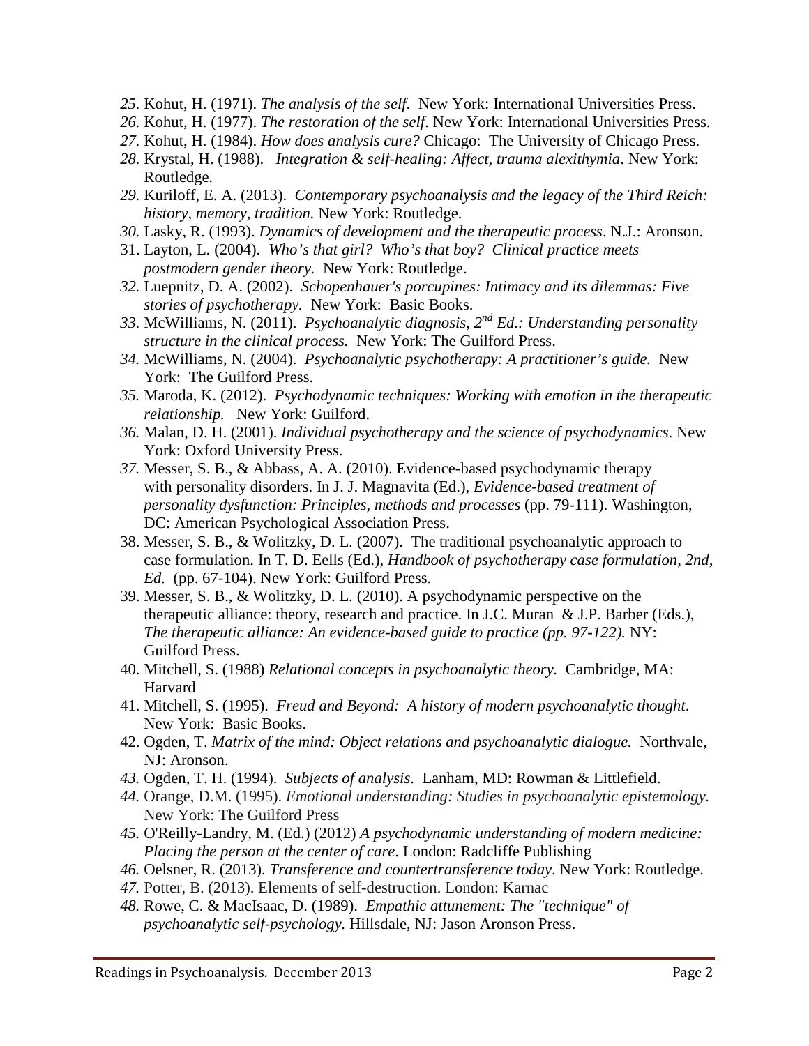25. Kohut, H. (1971). *The analysis of the self*. New York: International Universities Press.
26. Kohut, H. (1977). *The restoration of the self*. New York: International Universities Press.
27. Kohut, H. (1984). *How does analysis cure?* Chicago: The University of Chicago Press.
28. Krystal, H. (1988). *Integration & self-healing: Affect, trauma alexithymia*. New York: Routledge.
29. Kuriloff, E. A. (2013). *Contemporary psychoanalysis and the legacy of the Third Reich: history, memory, tradition.* New York: Routledge.
30. Lasky, R. (1993). *Dynamics of development and the therapeutic process*. N.J.: Aronson.
31. Layton, L. (2004). *Who's that girl? Who's that boy? Clinical practice meets postmodern gender theory.* New York: Routledge.
32. Luepnitz, D. A. (2002). *Schopenhauer's porcupines: Intimacy and its dilemmas: Five stories of psychotherapy.* New York: Basic Books.
33. McWilliams, N. (2011). *Psychoanalytic diagnosis, 2nd Ed.: Understanding personality structure in the clinical process.* New York: The Guilford Press.
34. McWilliams, N. (2004). *Psychoanalytic psychotherapy: A practitioner's guide.* New York: The Guilford Press.
35. Maroda, K. (2012). *Psychodynamic techniques: Working with emotion in the therapeutic relationship.* New York: Guilford.
36. Malan, D. H. (2001). *Individual psychotherapy and the science of psychodynamics*. New York: Oxford University Press.
37. Messer, S. B., & Abbass, A. A. (2010). Evidence-based psychodynamic therapy with personality disorders. In J. J. Magnavita (Ed.), *Evidence-based treatment of personality dysfunction: Principles, methods and processes* (pp. 79-111). Washington, DC: American Psychological Association Press.
38. Messer, S. B., & Wolitzky, D. L. (2007). The traditional psychoanalytic approach to case formulation. In T. D. Eells (Ed.), *Handbook of psychotherapy case formulation, 2nd, Ed.* (pp. 67-104). New York: Guilford Press.
39. Messer, S. B., & Wolitzky, D. L. (2010). A psychodynamic perspective on the therapeutic alliance: theory, research and practice. In J.C. Muran & J.P. Barber (Eds.), *The therapeutic alliance: An evidence-based guide to practice (pp. 97-122).* NY: Guilford Press.
40. Mitchell, S. (1988) *Relational concepts in psychoanalytic theory.* Cambridge, MA: Harvard
41. Mitchell, S. (1995). *Freud and Beyond: A history of modern psychoanalytic thought*. New York: Basic Books.
42. Ogden, T. *Matrix of the mind: Object relations and psychoanalytic dialogue.* Northvale, NJ: Aronson.
43. Ogden, T. H. (1994). *Subjects of analysis*. Lanham, MD: Rowman & Littlefield.
44. Orange, D.M. (1995). *Emotional understanding: Studies in psychoanalytic epistemology.* New York: The Guilford Press
45. O'Reilly-Landry, M. (Ed.) (2012) *A psychodynamic understanding of modern medicine: Placing the person at the center of care*. London: Radcliffe Publishing
46. Oelsner, R. (2013). *Transference and countertransference today*. New York: Routledge.
47. Potter, B. (2013). Elements of self-destruction. London: Karnac
48. Rowe, C. & MacIsaac, D. (1989). *Empathic attunement: The "technique" of psychoanalytic self-psychology.* Hillsdale, NJ: Jason Aronson Press.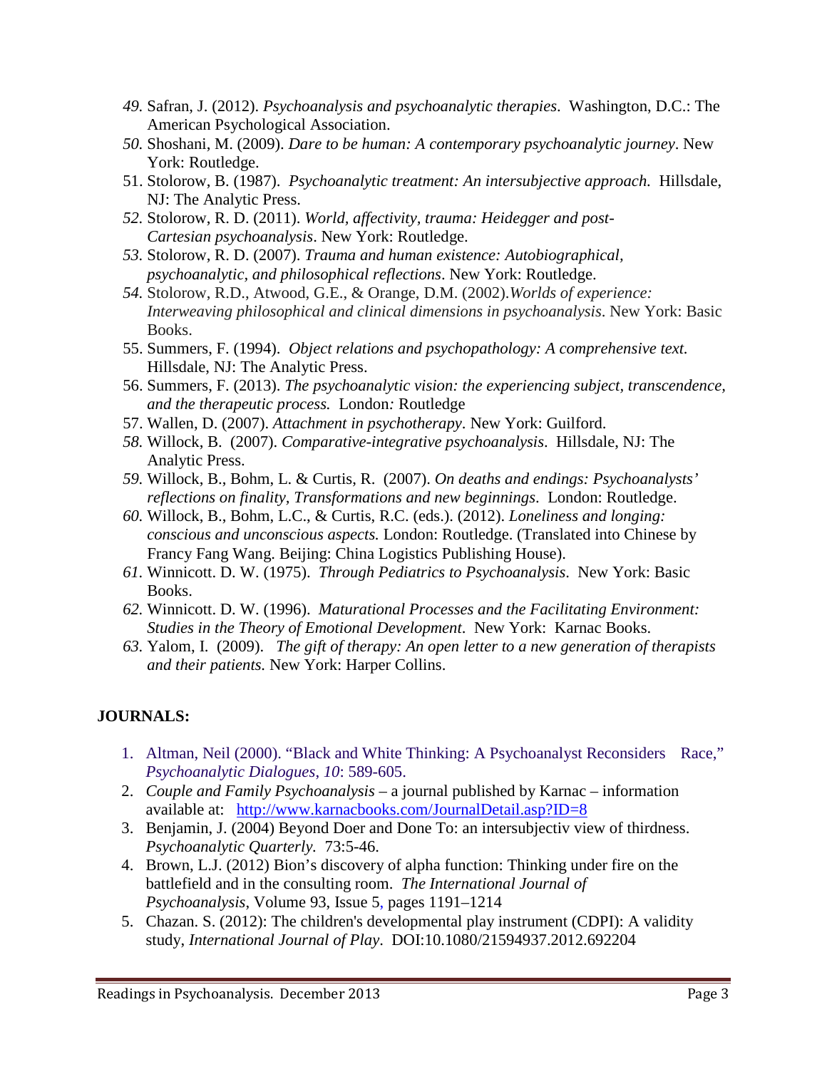49. Safran, J. (2012). *Psychoanalysis and psychoanalytic therapies*. Washington, D.C.: The American Psychological Association.
50. Shoshani, M. (2009). *Dare to be human: A contemporary psychoanalytic journey*. New York: Routledge.
51. Stolorow, B. (1987). *Psychoanalytic treatment: An intersubjective approach.* Hillsdale, NJ: The Analytic Press.
52. Stolorow, R. D. (2011). *World, affectivity, trauma: Heidegger and post-Cartesian psychoanalysis*. New York: Routledge.
53. Stolorow, R. D. (2007). *Trauma and human existence: Autobiographical, psychoanalytic, and philosophical reflections*. New York: Routledge.
54. Stolorow, R.D., Atwood, G.E., & Orange, D.M. (2002).*Worlds of experience: Interweaving philosophical and clinical dimensions in psychoanalysis*. New York: Basic Books.
55. Summers, F. (1994). *Object relations and psychopathology: A comprehensive text.* Hillsdale, NJ: The Analytic Press.
56. Summers, F. (2013). *The psychoanalytic vision: the experiencing subject, transcendence, and the therapeutic process.* London: Routledge
57. Wallen, D. (2007). *Attachment in psychotherapy*. New York: Guilford.
58. Willock, B. (2007). *Comparative-integrative psychoanalysis*. Hillsdale, NJ: The Analytic Press.
59. Willock, B., Bohm, L. & Curtis, R. (2007). *On deaths and endings: Psychoanalysts' reflections on finality, Transformations and new beginnings*. London: Routledge.
60. Willock, B., Bohm, L.C., & Curtis, R.C. (eds.). (2012). *Loneliness and longing: conscious and unconscious aspects.* London: Routledge. (Translated into Chinese by Francy Fang Wang. Beijing: China Logistics Publishing House).
61. Winnicott. D. W. (1975). *Through Pediatrics to Psychoanalysis*. New York: Basic Books.
62. Winnicott. D. W. (1996). *Maturational Processes and the Facilitating Environment: Studies in the Theory of Emotional Development*. New York: Karnac Books.
63. Yalom, I. (2009). *The gift of therapy: An open letter to a new generation of therapists and their patients.* New York: Harper Collins.

**JOURNALS:**

1. Altman, Neil (2000). "Black and White Thinking: A Psychoanalyst Reconsiders Race," *Psychoanalytic Dialogues*, *10*: 589-605.
2. *Couple and Family Psychoanalysis* – a journal published by Karnac – information available at: http://www.karnacbooks.com/JournalDetail.asp?ID=8
3. Benjamin, J. (2004) Beyond Doer and Done To: an intersubjectiv view of thirdness. *Psychoanalytic Quarterly.* 73:5-46.
4. Brown, L.J. (2012) Bion's discovery of alpha function: Thinking under fire on the battlefield and in the consulting room. *The International Journal of Psychoanalysis*, Volume 93, Issue 5, pages 1191–1214
5. Chazan. S. (2012): The children's developmental play instrument (CDPI): A validity study, *International Journal of Play*. DOI:10.1080/21594937.2012.692204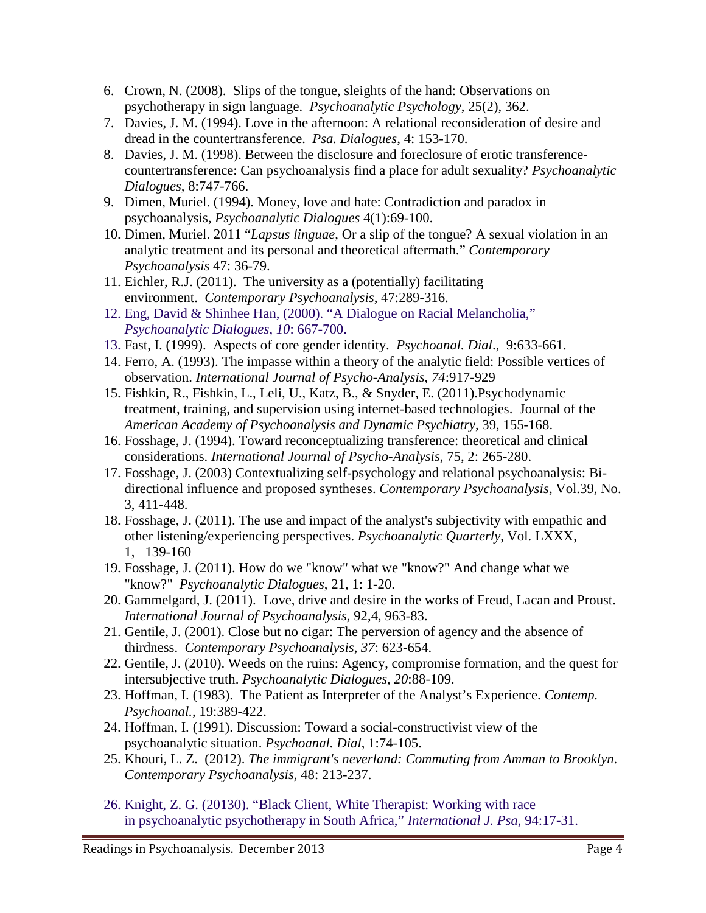6. Crown, N. (2008). Slips of the tongue, sleights of the hand: Observations on psychotherapy in sign language. *Psychoanalytic Psychology*, 25(2), 362.
7. Davies, J. M. (1994). Love in the afternoon: A relational reconsideration of desire and dread in the countertransference. *Psa. Dialogues*, 4: 153-170.
8. Davies, J. M. (1998). Between the disclosure and foreclosure of erotic transference-countertransference: Can psychoanalysis find a place for adult sexuality? *Psychoanalytic Dialogues*, 8:747-766.
9. Dimen, Muriel. (1994). Money, love and hate: Contradiction and paradox in psychoanalysis, *Psychoanalytic Dialogues* 4(1):69-100.
10. Dimen, Muriel. 2011 "*Lapsus linguae*, Or a slip of the tongue? A sexual violation in an analytic treatment and its personal and theoretical aftermath." *Contemporary Psychoanalysis* 47: 36-79.
11. Eichler, R.J. (2011). The university as a (potentially) facilitating environment. *Contemporary Psychoanalysis*, 47:289-316.
12. Eng, David & Shinhee Han, (2000). "A Dialogue on Racial Melancholia," *Psychoanalytic Dialogues*, *10*: 667-700.
13. Fast, I. (1999). Aspects of core gender identity. *Psychoanal. Dial*., 9:633-661.
14. Ferro, A. (1993). The impasse within a theory of the analytic field: Possible vertices of observation. *International Journal of Psycho-Analysis*, *74*:917-929
15. Fishkin, R., Fishkin, L., Leli, U., Katz, B., & Snyder, E. (2011).Psychodynamic treatment, training, and supervision using internet-based technologies. Journal of the *American Academy of Psychoanalysis and Dynamic Psychiatry*, 39, 155-168.
16. Fosshage, J. (1994). Toward reconceptualizing transference: theoretical and clinical considerations. *International Journal of Psycho-Analysis*, 75, 2: 265-280.
17. Fosshage, J. (2003) Contextualizing self-psychology and relational psychoanalysis: Bi-directional influence and proposed syntheses. *Contemporary Psychoanalysis*, Vol.39, No. 3, 411-448.
18. Fosshage, J. (2011). The use and impact of the analyst's subjectivity with empathic and other listening/experiencing perspectives. *Psychoanalytic Quarterly*, Vol. LXXX, 1, 139-160
19. Fosshage, J. (2011). How do we "know" what we "know?" And change what we "know?" *Psychoanalytic Dialogues*, 21, 1: 1-20.
20. Gammelgard, J. (2011). Love, drive and desire in the works of Freud, Lacan and Proust. *International Journal of Psychoanalysis*, 92,4, 963-83.
21. Gentile, J. (2001). Close but no cigar: The perversion of agency and the absence of thirdness. *Contemporary Psychoanalysis*, *37*: 623-654.
22. Gentile, J. (2010). Weeds on the ruins: Agency, compromise formation, and the quest for intersubjective truth. *Psychoanalytic Dialogues*, *20*:88-109.
23. Hoffman, I. (1983). The Patient as Interpreter of the Analyst's Experience. *Contemp. Psychoanal.*, 19:389-422.
24. Hoffman, I. (1991). Discussion: Toward a social-constructivist view of the psychoanalytic situation. *Psychoanal. Dial*, 1:74-105.
25. Khouri, L. Z. (2012). *The immigrant's neverland: Commuting from Amman to Brooklyn*. *Contemporary Psychoanalysis*, 48: 213-237.
26. Knight, Z. G. (20130). "Black Client, White Therapist: Working with race in psychoanalytic psychotherapy in South Africa," *International J. Psa*, 94:17-31.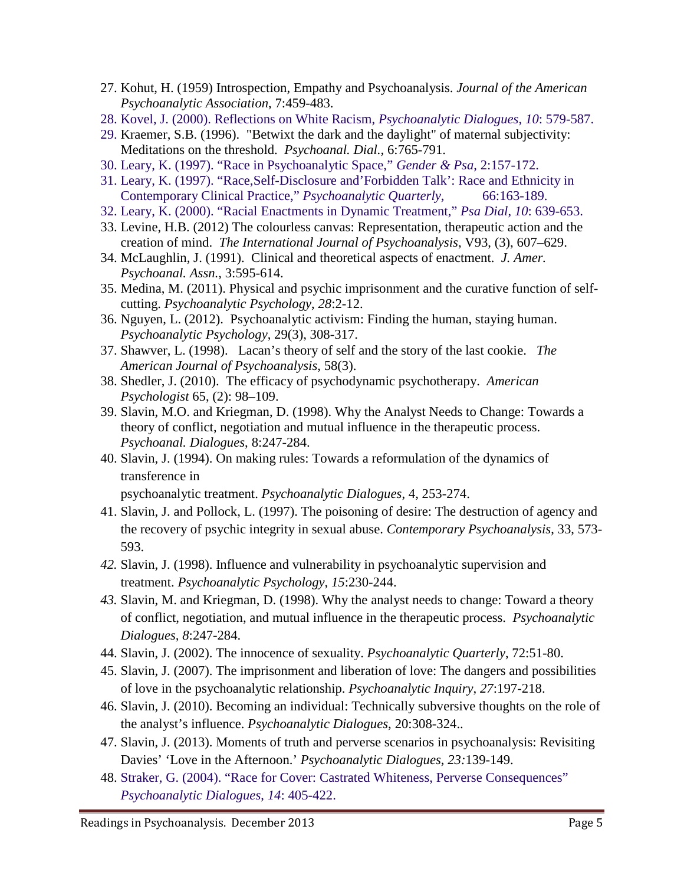27. Kohut, H. (1959) Introspection, Empathy and Psychoanalysis. *Journal of the American Psychoanalytic Association*, 7:459-483.
28. Kovel, J. (2000). Reflections on White Racism, *Psychoanalytic Dialogues*, *10*: 579-587.
29. Kraemer, S.B. (1996). "Betwixt the dark and the daylight" of maternal subjectivity: Meditations on the threshold. *Psychoanal. Dial*., 6:765-791.
30. Leary, K. (1997). "Race in Psychoanalytic Space," *Gender & Psa*, 2:157-172.
31. Leary, K. (1997). "Race,Self-Disclosure and'Forbidden Talk': Race and Ethnicity in Contemporary Clinical Practice," *Psychoanalytic Quarterly*, 66:163-189.
32. Leary, K. (2000). "Racial Enactments in Dynamic Treatment," *Psa Dial*, *10*: 639-653.
33. Levine, H.B. (2012) The colourless canvas: Representation, therapeutic action and the creation of mind. *The International Journal of Psychoanalysis*, V93, (3), 607–629.
34. McLaughlin, J. (1991). Clinical and theoretical aspects of enactment. *J. Amer. Psychoanal. Assn*., 3:595-614.
35. Medina, M. (2011). Physical and psychic imprisonment and the curative function of self-cutting. *Psychoanalytic Psychology*, *28*:2-12.
36. Nguyen, L. (2012). Psychoanalytic activism: Finding the human, staying human. *Psychoanalytic Psychology*, 29(3), 308-317.
37. Shawver, L. (1998). Lacan's theory of self and the story of the last cookie. *The American Journal of Psychoanalysis*, 58(3).
38. Shedler, J. (2010). The efficacy of psychodynamic psychotherapy. *American Psychologist* 65, (2): 98–109.
39. Slavin, M.O. and Kriegman, D. (1998). Why the Analyst Needs to Change: Towards a theory of conflict, negotiation and mutual influence in the therapeutic process. *Psychoanal. Dialogues*, 8:247-284.
40. Slavin, J. (1994). On making rules: Towards a reformulation of the dynamics of transference in psychoanalytic treatment. *Psychoanalytic Dialogues*, 4, 253-274.
41. Slavin, J. and Pollock, L. (1997). The poisoning of desire: The destruction of agency and the recovery of psychic integrity in sexual abuse. *Contemporary Psychoanalysis*, 33, 573-593.
42. Slavin, J. (1998). Influence and vulnerability in psychoanalytic supervision and treatment. *Psychoanalytic Psychology*, *15*:230-244.
43. Slavin, M. and Kriegman, D. (1998). Why the analyst needs to change: Toward a theory of conflict, negotiation, and mutual influence in the therapeutic process. *Psychoanalytic Dialogues, 8*:247-284.
44. Slavin, J. (2002). The innocence of sexuality. *Psychoanalytic Quarterly*, 72:51-80.
45. Slavin, J. (2007). The imprisonment and liberation of love: The dangers and possibilities of love in the psychoanalytic relationship. *Psychoanalytic Inquiry*, *27*:197-218.
46. Slavin, J. (2010). Becoming an individual: Technically subversive thoughts on the role of the analyst's influence. *Psychoanalytic Dialogues*, 20:308-324..
47. Slavin, J. (2013). Moments of truth and perverse scenarios in psychoanalysis: Revisiting Davies' 'Love in the Afternoon.' *Psychoanalytic Dialogues*, *23:*139-149.
48. Straker, G. (2004). "Race for Cover: Castrated Whiteness, Perverse Consequences" *Psychoanalytic Dialogues*, *14*: 405-422.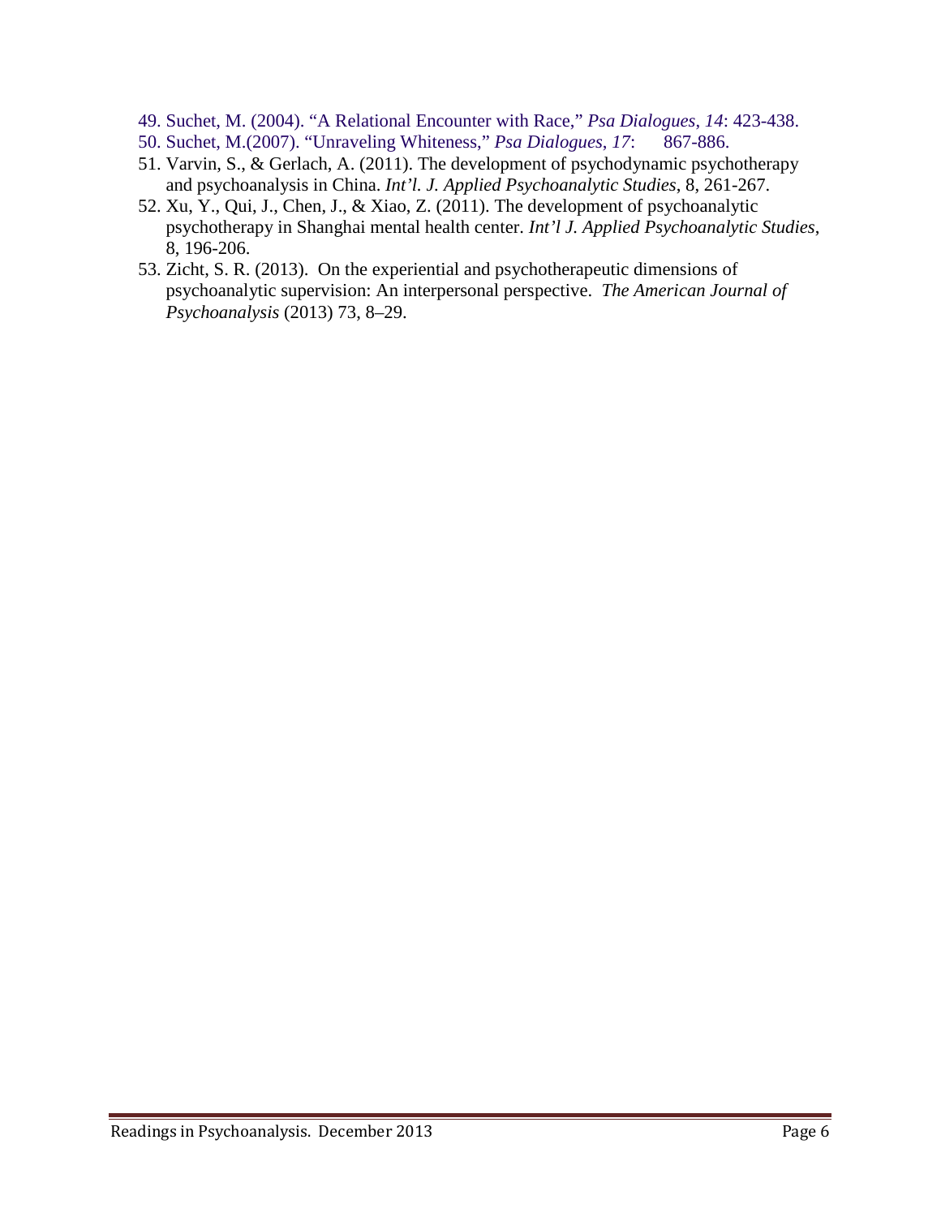49. Suchet, M. (2004). "A Relational Encounter with Race," *Psa Dialogues*, *14*: 423-438.
50. Suchet, M.(2007). "Unraveling Whiteness," *Psa Dialogues*, *17*: 867-886.
51. Varvin, S., & Gerlach, A. (2011). The development of psychodynamic psychotherapy and psychoanalysis in China. *Int'l. J. Applied Psychoanalytic Studies*, 8, 261-267.
52. Xu, Y., Qui, J., Chen, J., & Xiao, Z. (2011). The development of psychoanalytic psychotherapy in Shanghai mental health center. *Int'l J. Applied Psychoanalytic Studies*, 8, 196-206.
53. Zicht, S. R. (2013). On the experiential and psychotherapeutic dimensions of psychoanalytic supervision: An interpersonal perspective. *The American Journal of Psychoanalysis* (2013) 73, 8–29.